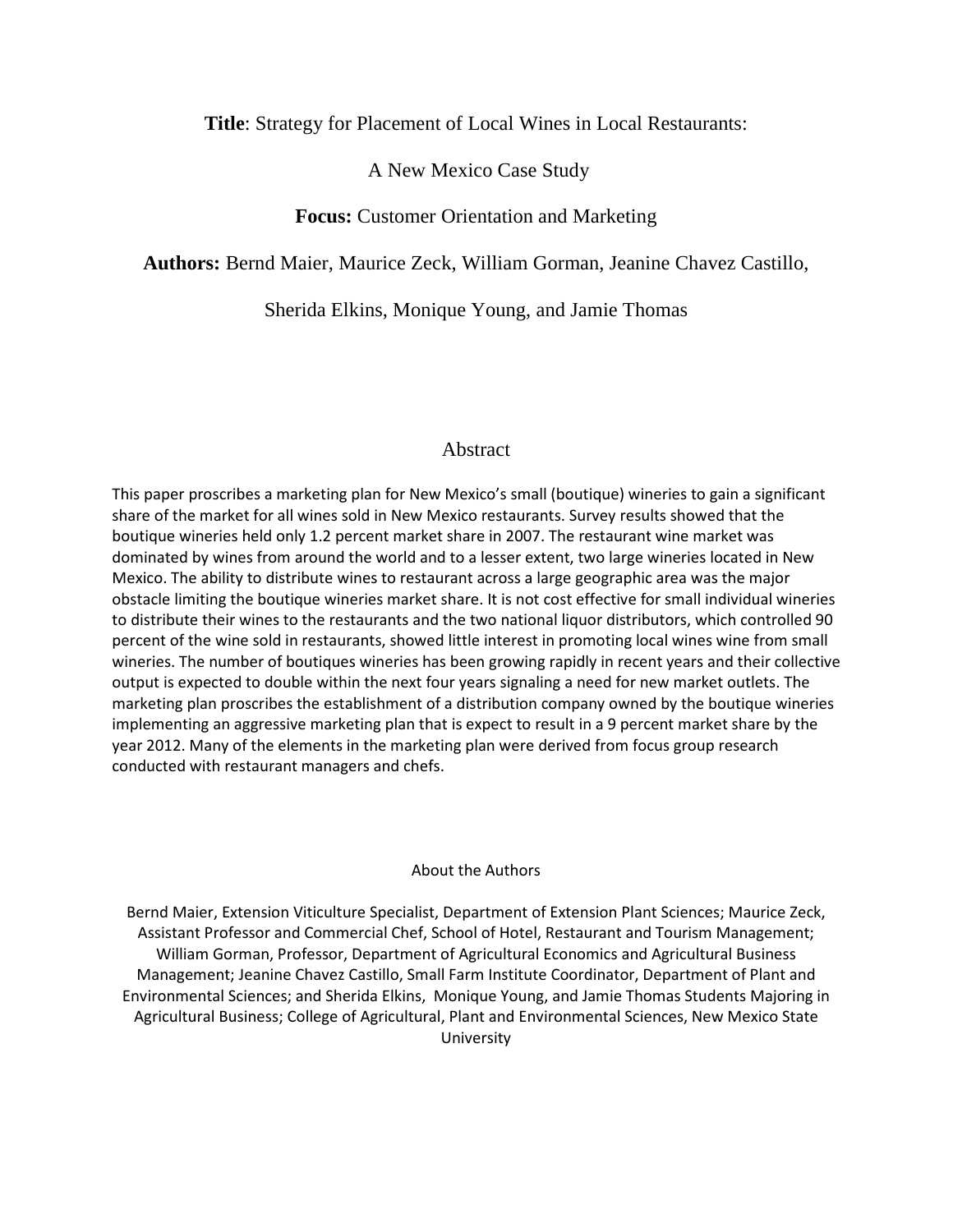**Title**: Strategy for Placement of Local Wines in Local Restaurants:

A New Mexico Case Study

**Focus:** Customer Orientation and Marketing

**Authors:** Bernd Maier, Maurice Zeck, William Gorman, Jeanine Chavez Castillo, Sherida Elkins, Monique Young, and Jamie Thomas

## Abstract

This paper proscribes a marketing plan for New Mexico's small (boutique) wineries to gain a significant share of the market for all wines sold in New Mexico restaurants. Survey results showed that the boutique wineries held only 1.2 percent market share in 2007. The restaurant wine market was dominated by wines from around the world and to a lesser extent, two large wineries located in New Mexico. The ability to distribute wines to restaurant across a large geographic area was the major obstacle limiting the boutique wineries market share. It is not cost effective for small individual wineries to distribute their wines to the restaurants and the two national liquor distributors, which controlled 90 percent of the wine sold in restaurants, showed little interest in promoting local wines wine from small wineries. The number of boutiques wineries has been growing rapidly in recent years and their collective output is expected to double within the next four years signaling a need for new market outlets. The marketing plan proscribes the establishment of a distribution company owned by the boutique wineries implementing an aggressive marketing plan that is expect to result in a 9 percent market share by the year 2012. Many of the elements in the marketing plan were derived from focus group research conducted with restaurant managers and chefs.

### About the Authors

Bernd Maier, Extension Viticulture Specialist, Department of Extension Plant Sciences; Maurice Zeck, Assistant Professor and Commercial Chef, School of Hotel, Restaurant and Tourism Management; William Gorman, Professor, Department of Agricultural Economics and Agricultural Business Management; Jeanine Chavez Castillo, Small Farm Institute Coordinator, Department of Plant and Environmental Sciences; and Sherida Elkins, Monique Young, and Jamie Thomas Students Majoring in Agricultural Business; College of Agricultural, Plant and Environmental Sciences, New Mexico State University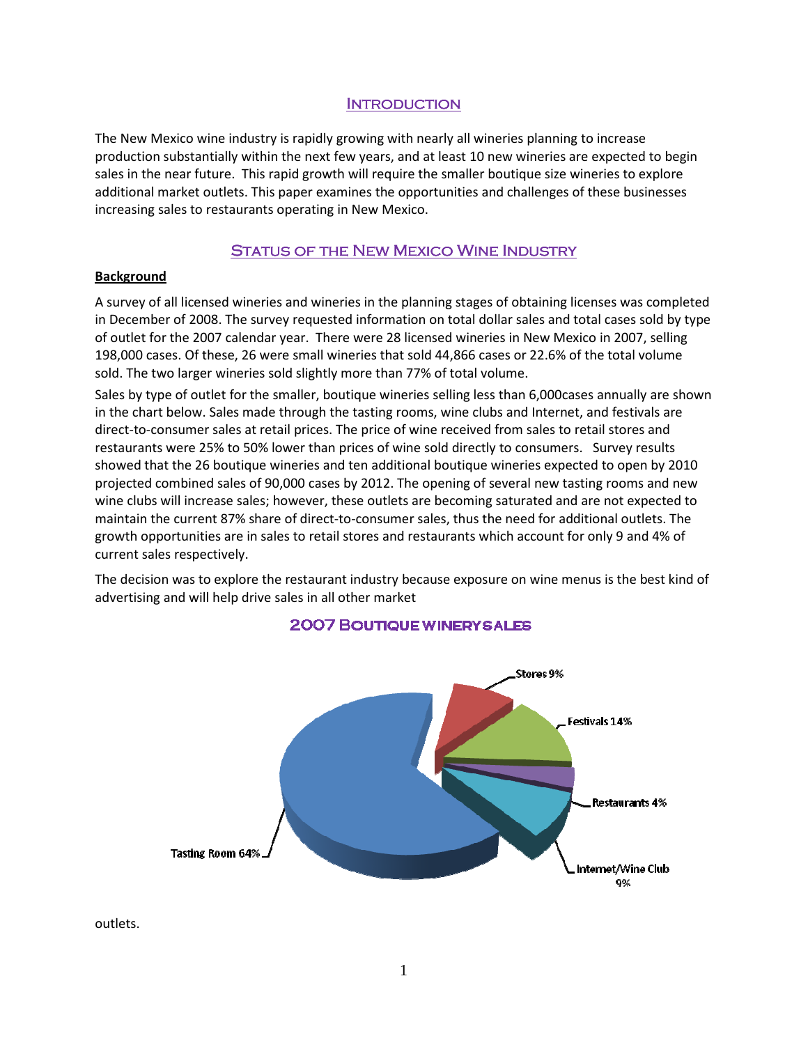## Introduction

The New Mexico wine industry is rapidly growing with nearly all wineries planning to increase production substantially within the next few years, and at least 10 new wineries are expected to begin sales in the near future. This rapid growth will require the smaller boutique size wineries to explore additional market outlets. This paper examines the opportunities and challenges of these businesses increasing sales to restaurants operating in New Mexico.

## Status of the New Mexico Wine Industry

**Background**

A survey of all licensed wineries and wineries in the planning stages of obtaining licenses was completed in December of 2008. The survey requested information on total dollar sales and total cases sold by type of outlet for the 2007 calendar year. There were 28 licensed wineries in New Mexico in 2007, selling 198,000 cases. Of these, 26 were small wineries that sold 44,866 cases or 22.6% of the total volume sold. The two larger wineries sold slightly more than 77% of total volume.

Sales by type of outlet for the smaller, boutique wineries selling less than 6,000cases annually are shown in the chart below. Sales made through the tasting rooms, wine clubs and Internet, and festivals are direct-to-consumer sales at retail prices. The price of wine received from sales to retail stores and restaurants were 25% to 50% lower than prices of wine sold directly to consumers. Survey results showed that the 26 boutique wineries and ten additional boutique wineries expected to open by 2010 projected combined sales of 90,000 cases by 2012. The opening of several new tasting rooms and new wine clubs will increase sales; however, these outlets are becoming saturated and are not expected to maintain the current 87% share of direct-to-consumer sales, thus the need for additional outlets. The growth opportunities are in sales to retail stores and restaurants which account for only 9 and 4% of current sales respectively.

The decision was to explore the restaurant industry because exposure on wine menus is the best kind of advertising and will help drive sales in all other market

### 2007 Boutique Winery Sales

| Outlet | Share |
|---|---|
| Tasting Room | 64% |
| Stores | 9% |
| Festivals | 14% |
| Restaurants | 4% |
| Internet/Wine Club | 9% |

outlets.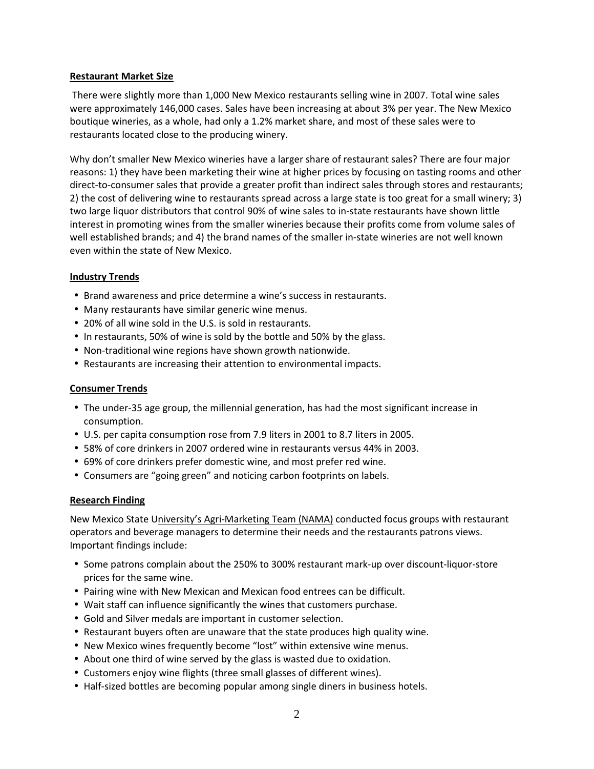## Restaurant Market Size

There were slightly more than 1,000 New Mexico restaurants selling wine in 2007. Total wine sales were approximately 146,000 cases. Sales have been increasing at about 3% per year. The New Mexico boutique wineries, as a whole, had only a 1.2% market share, and most of these sales were to restaurants located close to the producing winery.

Why don't smaller New Mexico wineries have a larger share of restaurant sales? There are four major reasons: 1) they have been marketing their wine at higher prices by focusing on tasting rooms and other direct-to-consumer sales that provide a greater profit than indirect sales through stores and restaurants; 2) the cost of delivering wine to restaurants spread across a large state is too great for a small winery; 3) two large liquor distributors that control 90% of wine sales to in-state restaurants have shown little interest in promoting wines from the smaller wineries because their profits come from volume sales of well established brands; and 4) the brand names of the smaller in-state wineries are not well known even within the state of New Mexico.

## Industry Trends

- Brand awareness and price determine a wine's success in restaurants.
- Many restaurants have similar generic wine menus.
- 20% of all wine sold in the U.S. is sold in restaurants.
- In restaurants, 50% of wine is sold by the bottle and 50% by the glass.
- Non-traditional wine regions have shown growth nationwide.
- Restaurants are increasing their attention to environmental impacts.

## Consumer Trends

- The under-35 age group, the millennial generation, has had the most significant increase in consumption.
- U.S. per capita consumption rose from 7.9 liters in 2001 to 8.7 liters in 2005.
- 58% of core drinkers in 2007 ordered wine in restaurants versus 44% in 2003.
- 69% of core drinkers prefer domestic wine, and most prefer red wine.
- Consumers are "going green" and noticing carbon footprints on labels.

## Research Finding

New Mexico State University's Agri-Marketing Team (NAMA) conducted focus groups with restaurant operators and beverage managers to determine their needs and the restaurants patrons views. Important findings include:

- Some patrons complain about the 250% to 300% restaurant mark-up over discount-liquor-store prices for the same wine.
- Pairing wine with New Mexican and Mexican food entrees can be difficult.
- Wait staff can influence significantly the wines that customers purchase.
- Gold and Silver medals are important in customer selection.
- Restaurant buyers often are unaware that the state produces high quality wine.
- New Mexico wines frequently become "lost" within extensive wine menus.
- About one third of wine served by the glass is wasted due to oxidation.
- Customers enjoy wine flights (three small glasses of different wines).
- Half-sized bottles are becoming popular among single diners in business hotels.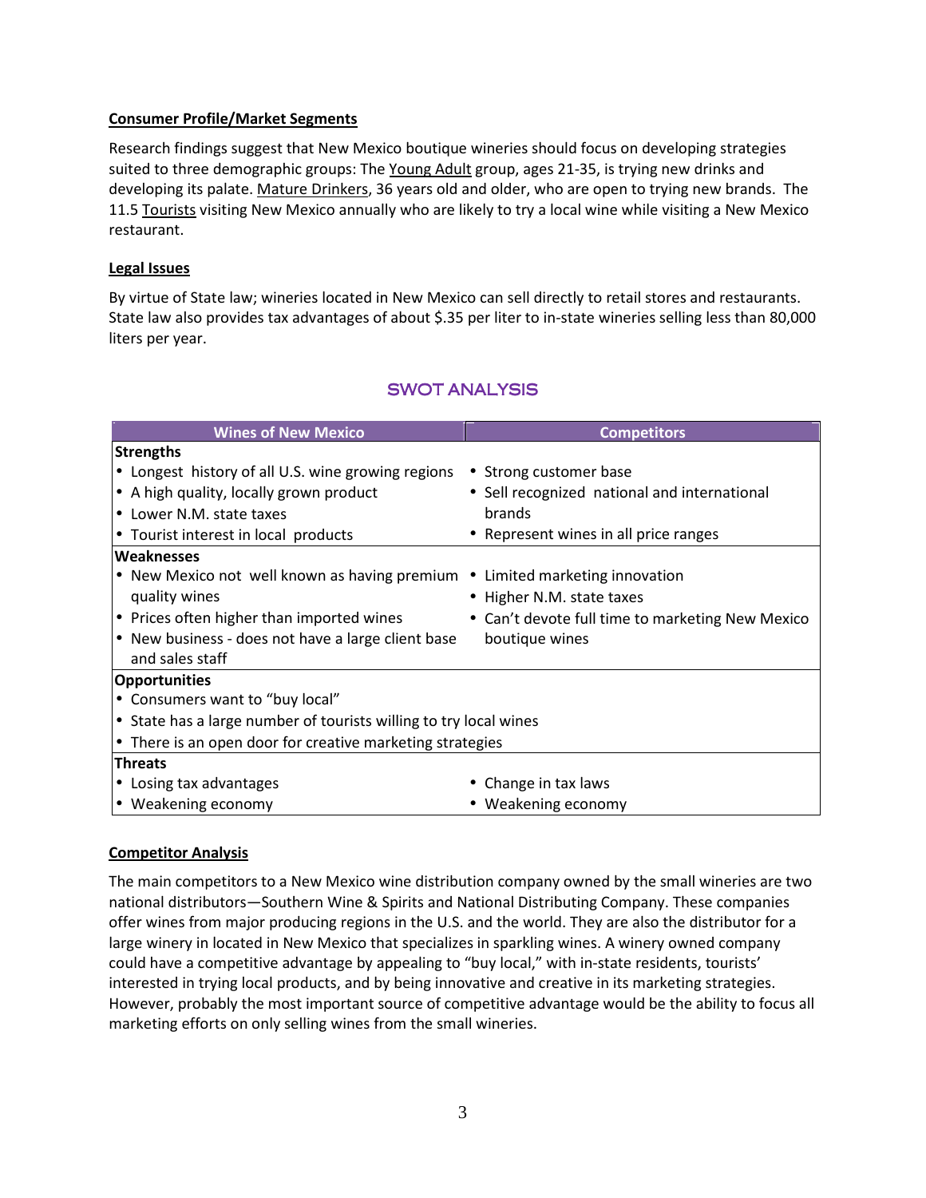**Consumer Profile/Market Segments**

Research findings suggest that New Mexico boutique wineries should focus on developing strategies suited to three demographic groups: The Young Adult group, ages 21-35, is trying new drinks and developing its palate. Mature Drinkers, 36 years old and older, who are open to trying new brands. The 11.5 Tourists visiting New Mexico annually who are likely to try a local wine while visiting a New Mexico restaurant.

**Legal Issues**

By virtue of State law; wineries located in New Mexico can sell directly to retail stores and restaurants. State law also provides tax advantages of about $.35 per liter to in-state wineries selling less than 80,000 liters per year.

## SWOT ANALYSIS

| Wines of New Mexico | Competitors |
|---|---|
| **Strengths** | |
| • Longest history of all U.S. wine growing regions<br>• A high quality, locally grown product<br>• Lower N.M. state taxes<br>• Tourist interest in local products | • Strong customer base<br>• Sell recognized national and international brands<br>• Represent wines in all price ranges |
| **Weaknesses** | |
| • New Mexico not well known as having premium quality wines<br>• Prices often higher than imported wines<br>• New business - does not have a large client base and sales staff | • Limited marketing innovation<br>• Higher N.M. state taxes<br>• Can't devote full time to marketing New Mexico boutique wines |
| **Opportunities** | |
| • Consumers want to "buy local"<br>• State has a large number of tourists willing to try local wines<br>• There is an open door for creative marketing strategies | |
| **Threats** | |
| • Losing tax advantages<br>• Weakening economy | • Change in tax laws<br>• Weakening economy |

**Competitor Analysis**

The main competitors to a New Mexico wine distribution company owned by the small wineries are two national distributors—Southern Wine & Spirits and National Distributing Company. These companies offer wines from major producing regions in the U.S. and the world. They are also the distributor for a large winery in located in New Mexico that specializes in sparkling wines. A winery owned company could have a competitive advantage by appealing to "buy local," with in-state residents, tourists' interested in trying local products, and by being innovative and creative in its marketing strategies. However, probably the most important source of competitive advantage would be the ability to focus all marketing efforts on only selling wines from the small wineries.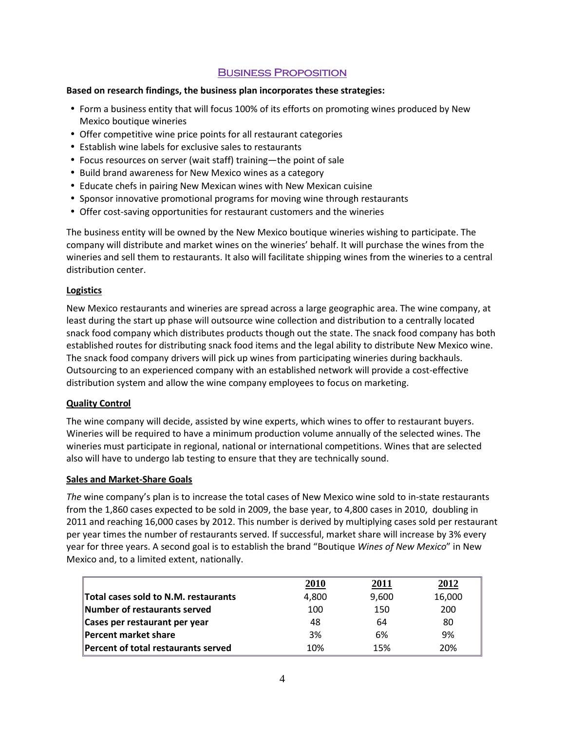## Business Proposition

**Based on research findings, the business plan incorporates these strategies:**

- Form a business entity that will focus 100% of its efforts on promoting wines produced by New Mexico boutique wineries
- Offer competitive wine price points for all restaurant categories
- Establish wine labels for exclusive sales to restaurants
- Focus resources on server (wait staff) training—the point of sale
- Build brand awareness for New Mexico wines as a category
- Educate chefs in pairing New Mexican wines with New Mexican cuisine
- Sponsor innovative promotional programs for moving wine through restaurants
- Offer cost-saving opportunities for restaurant customers and the wineries

The business entity will be owned by the New Mexico boutique wineries wishing to participate. The company will distribute and market wines on the wineries' behalf. It will purchase the wines from the wineries and sell them to restaurants. It also will facilitate shipping wines from the wineries to a central distribution center.

### Logistics

New Mexico restaurants and wineries are spread across a large geographic area. The wine company, at least during the start up phase will outsource wine collection and distribution to a centrally located snack food company which distributes products though out the state. The snack food company has both established routes for distributing snack food items and the legal ability to distribute New Mexico wine. The snack food company drivers will pick up wines from participating wineries during backhauls. Outsourcing to an experienced company with an established network will provide a cost-effective distribution system and allow the wine company employees to focus on marketing.

### Quality Control

The wine company will decide, assisted by wine experts, which wines to offer to restaurant buyers. Wineries will be required to have a minimum production volume annually of the selected wines. The wineries must participate in regional, national or international competitions. Wines that are selected also will have to undergo lab testing to ensure that they are technically sound.

### Sales and Market-Share Goals

*The* wine company's plan is to increase the total cases of New Mexico wine sold to in-state restaurants from the 1,860 cases expected to be sold in 2009, the base year, to 4,800 cases in 2010, doubling in 2011 and reaching 16,000 cases by 2012. This number is derived by multiplying cases sold per restaurant per year times the number of restaurants served. If successful, market share will increase by 3% every year for three years. A second goal is to establish the brand "Boutique *Wines of New Mexico*" in New Mexico and, to a limited extent, nationally.

| | 2010 | 2011 | 2012 |
|---|---|---|---|
| **Total cases sold to N.M. restaurants** | 4,800 | 9,600 | 16,000 |
| **Number of restaurants served** | 100 | 150 | 200 |
| **Cases per restaurant per year** | 48 | 64 | 80 |
| **Percent market share** | 3% | 6% | 9% |
| **Percent of total restaurants served** | 10% | 15% | 20% |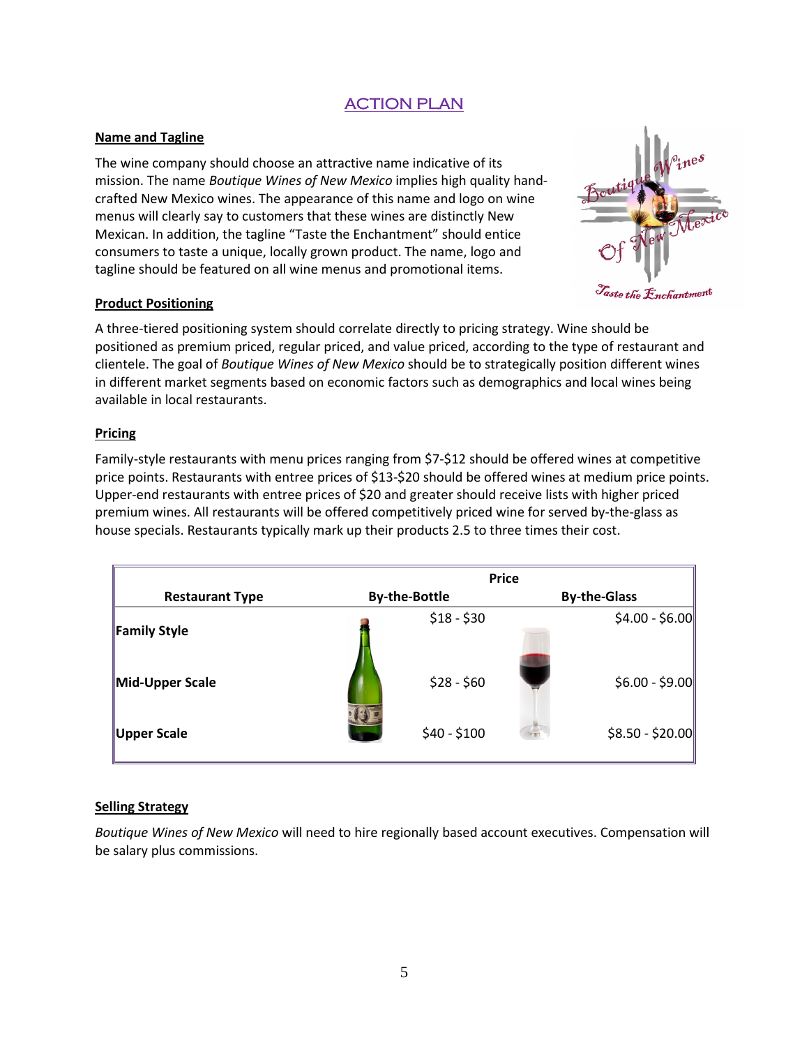# ACTION PLAN

## Name and Tagline

The wine company should choose an attractive name indicative of its mission. The name *Boutique Wines of New Mexico* implies high quality hand-crafted New Mexico wines. The appearance of this name and logo on wine menus will clearly say to customers that these wines are distinctly New Mexican. In addition, the tagline "Taste the Enchantment" should entice consumers to taste a unique, locally grown product. The name, logo and tagline should be featured on all wine menus and promotional items.

## Product Positioning

A three-tiered positioning system should correlate directly to pricing strategy. Wine should be positioned as premium priced, regular priced, and value priced, according to the type of restaurant and clientele. The goal of *Boutique Wines of New Mexico* should be to strategically position different wines in different market segments based on economic factors such as demographics and local wines being available in local restaurants.

## Pricing

Family-style restaurants with menu prices ranging from $7-$12 should be offered wines at competitive price points. Restaurants with entree prices of $13-$20 should be offered wines at medium price points. Upper-end restaurants with entree prices of $20 and greater should receive lists with higher priced premium wines. All restaurants will be offered competitively priced wine for served by-the-glass as house specials. Restaurants typically mark up their products 2.5 to three times their cost.

| | Price | |
|---|---|---|
| **Restaurant Type** | **By-the-Bottle** | **By-the-Glass** |
| **Family Style** | $18 - $30 | $4.00 - $6.00 |
| **Mid-Upper Scale** | $28 - $60 | $6.00 - $9.00 |
| **Upper Scale** | $40 - $100 | $8.50 - $20.00 |

## Selling Strategy

*Boutique Wines of New Mexico* will need to hire regionally based account executives. Compensation will be salary plus commissions.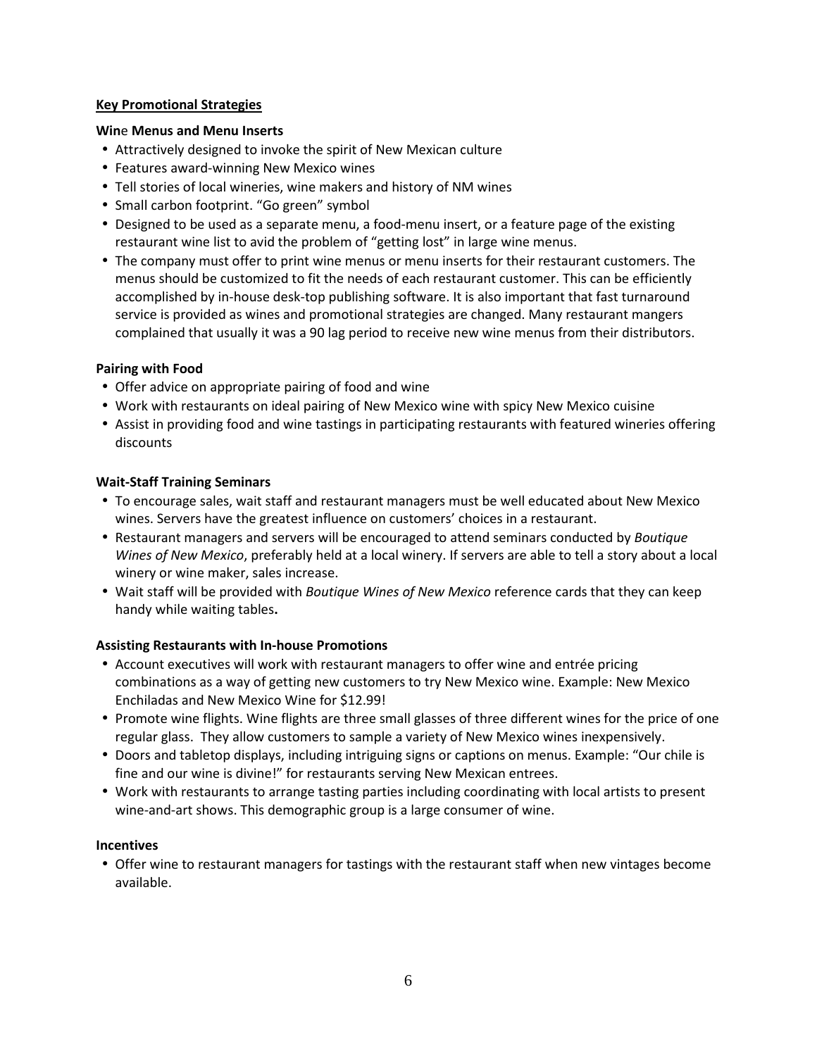**Key Promotional Strategies**

**Wine Menus and Menu Inserts**

- Attractively designed to invoke the spirit of New Mexican culture
- Features award-winning New Mexico wines
- Tell stories of local wineries, wine makers and history of NM wines
- Small carbon footprint. “Go green” symbol
- Designed to be used as a separate menu, a food-menu insert, or a feature page of the existing restaurant wine list to avid the problem of “getting lost” in large wine menus.
- The company must offer to print wine menus or menu inserts for their restaurant customers. The menus should be customized to fit the needs of each restaurant customer. This can be efficiently accomplished by in-house desk-top publishing software. It is also important that fast turnaround service is provided as wines and promotional strategies are changed. Many restaurant mangers complained that usually it was a 90 lag period to receive new wine menus from their distributors.

**Pairing with Food**

- Offer advice on appropriate pairing of food and wine
- Work with restaurants on ideal pairing of New Mexico wine with spicy New Mexico cuisine
- Assist in providing food and wine tastings in participating restaurants with featured wineries offering discounts

**Wait-Staff Training Seminars**

- To encourage sales, wait staff and restaurant managers must be well educated about New Mexico wines. Servers have the greatest influence on customers’ choices in a restaurant.
- Restaurant managers and servers will be encouraged to attend seminars conducted by *Boutique Wines of New Mexico*, preferably held at a local winery. If servers are able to tell a story about a local winery or wine maker, sales increase.
- Wait staff will be provided with *Boutique Wines of New Mexico* reference cards that they can keep handy while waiting tables**.**

**Assisting Restaurants with In-house Promotions**

- Account executives will work with restaurant managers to offer wine and entrée pricing combinations as a way of getting new customers to try New Mexico wine. Example: New Mexico Enchiladas and New Mexico Wine for $12.99!
- Promote wine flights. Wine flights are three small glasses of three different wines for the price of one regular glass. They allow customers to sample a variety of New Mexico wines inexpensively.
- Doors and tabletop displays, including intriguing signs or captions on menus. Example: “Our chile is fine and our wine is divine!” for restaurants serving New Mexican entrees.
- Work with restaurants to arrange tasting parties including coordinating with local artists to present wine-and-art shows. This demographic group is a large consumer of wine.

**Incentives**

- Offer wine to restaurant managers for tastings with the restaurant staff when new vintages become available.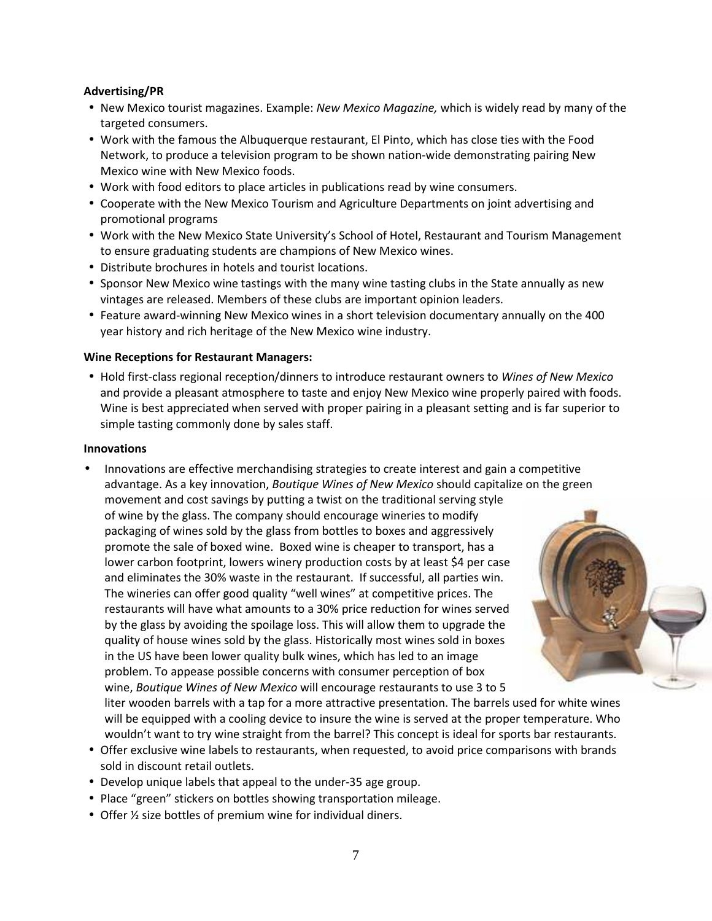**Advertising/PR**

- New Mexico tourist magazines. Example: *New Mexico Magazine,* which is widely read by many of the targeted consumers.
- Work with the famous the Albuquerque restaurant, El Pinto, which has close ties with the Food Network, to produce a television program to be shown nation-wide demonstrating pairing New Mexico wine with New Mexico foods.
- Work with food editors to place articles in publications read by wine consumers.
- Cooperate with the New Mexico Tourism and Agriculture Departments on joint advertising and promotional programs
- Work with the New Mexico State University's School of Hotel, Restaurant and Tourism Management to ensure graduating students are champions of New Mexico wines.
- Distribute brochures in hotels and tourist locations.
- Sponsor New Mexico wine tastings with the many wine tasting clubs in the State annually as new vintages are released. Members of these clubs are important opinion leaders.
- Feature award-winning New Mexico wines in a short television documentary annually on the 400 year history and rich heritage of the New Mexico wine industry.

**Wine Receptions for Restaurant Managers:**

- Hold first-class regional reception/dinners to introduce restaurant owners to *Wines of New Mexico* and provide a pleasant atmosphere to taste and enjoy New Mexico wine properly paired with foods. Wine is best appreciated when served with proper pairing in a pleasant setting and is far superior to simple tasting commonly done by sales staff.

**Innovations**

- Innovations are effective merchandising strategies to create interest and gain a competitive advantage. As a key innovation, *Boutique Wines of New Mexico* should capitalize on the green movement and cost savings by putting a twist on the traditional serving style of wine by the glass. The company should encourage wineries to modify packaging of wines sold by the glass from bottles to boxes and aggressively promote the sale of boxed wine. Boxed wine is cheaper to transport, has a lower carbon footprint, lowers winery production costs by at least $4 per case and eliminates the 30% waste in the restaurant. If successful, all parties win. The wineries can offer good quality "well wines" at competitive prices. The restaurants will have what amounts to a 30% price reduction for wines served by the glass by avoiding the spoilage loss. This will allow them to upgrade the quality of house wines sold by the glass. Historically most wines sold in boxes in the US have been lower quality bulk wines, which has led to an image problem. To appease possible concerns with consumer perception of box wine, *Boutique Wines of New Mexico* will encourage restaurants to use 3 to 5 liter wooden barrels with a tap for a more attractive presentation. The barrels used for white wines will be equipped with a cooling device to insure the wine is served at the proper temperature. Who wouldn't want to try wine straight from the barrel? This concept is ideal for sports bar restaurants.
- Offer exclusive wine labels to restaurants, when requested, to avoid price comparisons with brands sold in discount retail outlets.
- Develop unique labels that appeal to the under-35 age group.
- Place "green" stickers on bottles showing transportation mileage.
- Offer ½ size bottles of premium wine for individual diners.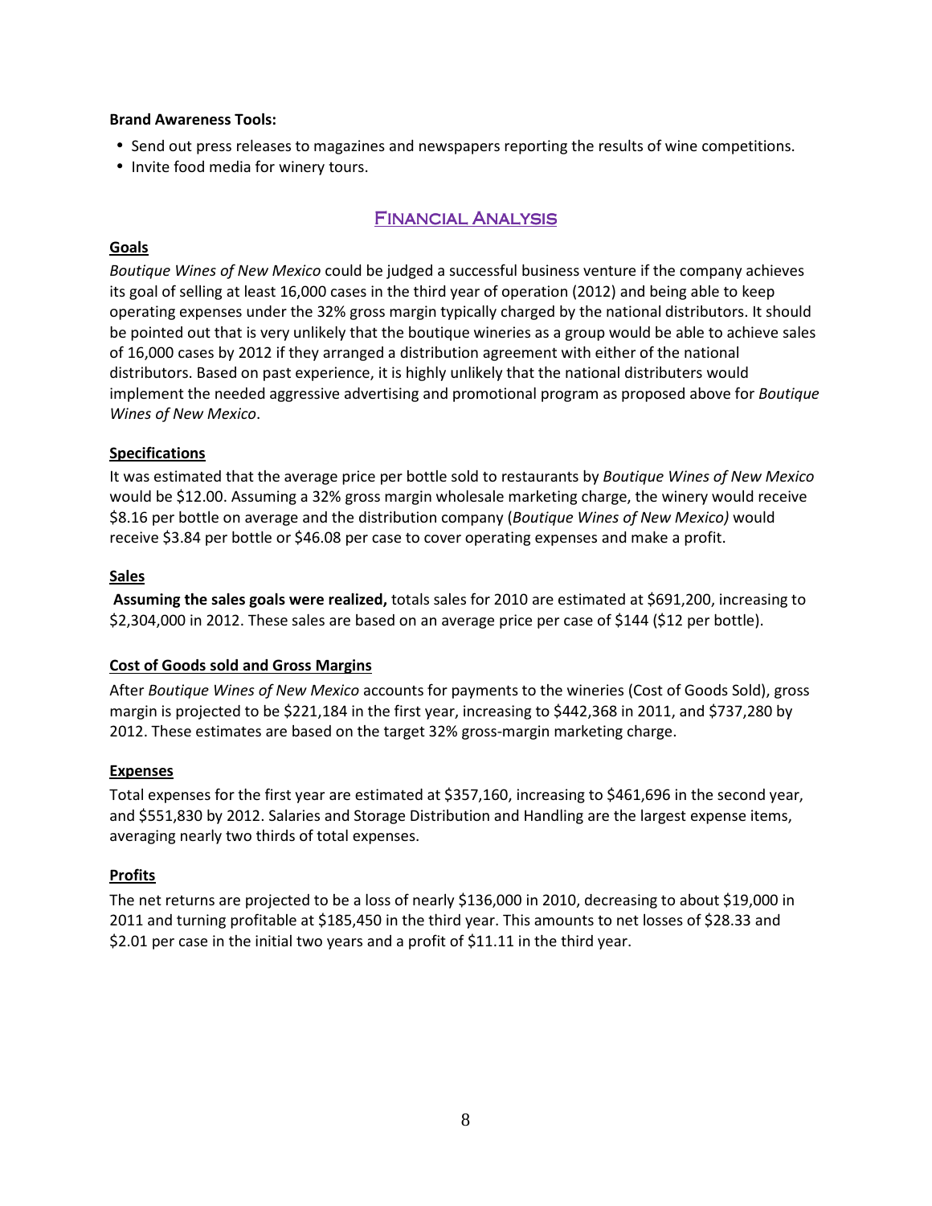**Brand Awareness Tools:**

- Send out press releases to magazines and newspapers reporting the results of wine competitions.
- Invite food media for winery tours.

## Financial Analysis

**Goals**

*Boutique Wines of New Mexico* could be judged a successful business venture if the company achieves its goal of selling at least 16,000 cases in the third year of operation (2012) and being able to keep operating expenses under the 32% gross margin typically charged by the national distributors. It should be pointed out that is very unlikely that the boutique wineries as a group would be able to achieve sales of 16,000 cases by 2012 if they arranged a distribution agreement with either of the national distributors. Based on past experience, it is highly unlikely that the national distributers would implement the needed aggressive advertising and promotional program as proposed above for *Boutique Wines of New Mexico*.

**Specifications**

It was estimated that the average price per bottle sold to restaurants by *Boutique Wines of New Mexico* would be $12.00. Assuming a 32% gross margin wholesale marketing charge, the winery would receive $8.16 per bottle on average and the distribution company (*Boutique Wines of New Mexico)* would receive $3.84 per bottle or $46.08 per case to cover operating expenses and make a profit.

**Sales**

**Assuming the sales goals were realized,** totals sales for 2010 are estimated at $691,200, increasing to $2,304,000 in 2012. These sales are based on an average price per case of $144 ($12 per bottle).

**Cost of Goods sold and Gross Margins**

After *Boutique Wines of New Mexico* accounts for payments to the wineries (Cost of Goods Sold), gross margin is projected to be $221,184 in the first year, increasing to $442,368 in 2011, and $737,280 by 2012. These estimates are based on the target 32% gross-margin marketing charge.

**Expenses**

Total expenses for the first year are estimated at $357,160, increasing to $461,696 in the second year, and $551,830 by 2012. Salaries and Storage Distribution and Handling are the largest expense items, averaging nearly two thirds of total expenses.

**Profits**

The net returns are projected to be a loss of nearly $136,000 in 2010, decreasing to about $19,000 in 2011 and turning profitable at $185,450 in the third year. This amounts to net losses of $28.33 and $2.01 per case in the initial two years and a profit of $11.11 in the third year.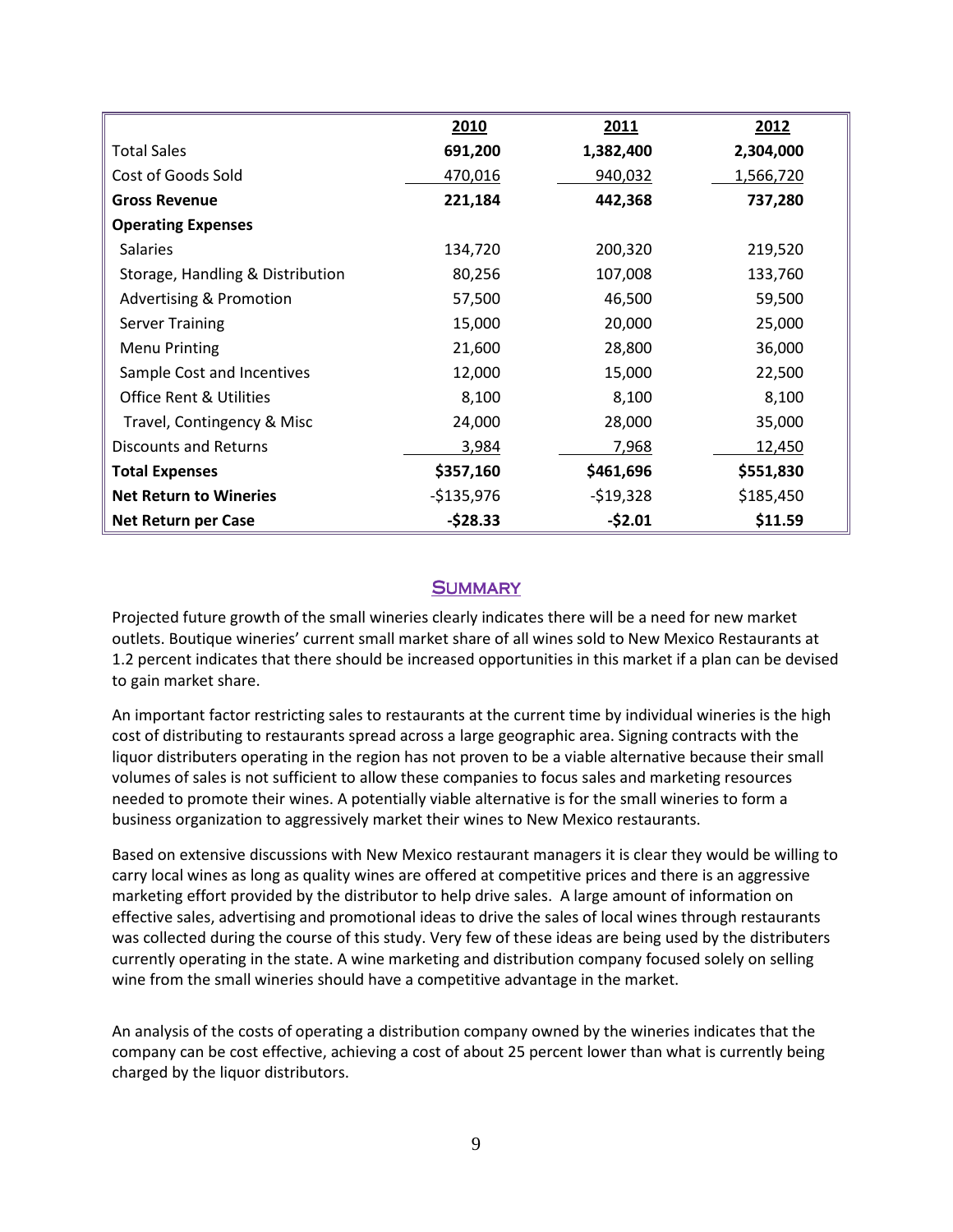| | 2010 | 2011 | 2012 |
|---|---|---|---|
| Total Sales | **691,200** | **1,382,400** | **2,304,000** |
| Cost of Goods Sold | 470,016 | 940,032 | 1,566,720 |
| **Gross Revenue** | **221,184** | **442,368** | **737,280** |
| **Operating Expenses** | | | |
| Salaries | 134,720 | 200,320 | 219,520 |
| Storage, Handling & Distribution | 80,256 | 107,008 | 133,760 |
| Advertising & Promotion | 57,500 | 46,500 | 59,500 |
| Server Training | 15,000 | 20,000 | 25,000 |
| Menu Printing | 21,600 | 28,800 | 36,000 |
| Sample Cost and Incentives | 12,000 | 15,000 | 22,500 |
| Office Rent & Utilities | 8,100 | 8,100 | 8,100 |
| Travel, Contingency & Misc | 24,000 | 28,000 | 35,000 |
| Discounts and Returns | 3,984 | 7,968 | 12,450 |
| **Total Expenses** | **$357,160** | **$461,696** | **$551,830** |
| **Net Return to Wineries** | -$135,976 | -$19,328 | $185,450 |
| **Net Return per Case** | **-$28.33** | **-$2.01** | **$11.59** |

## Summary

Projected future growth of the small wineries clearly indicates there will be a need for new market outlets. Boutique wineries' current small market share of all wines sold to New Mexico Restaurants at 1.2 percent indicates that there should be increased opportunities in this market if a plan can be devised to gain market share.

An important factor restricting sales to restaurants at the current time by individual wineries is the high cost of distributing to restaurants spread across a large geographic area. Signing contracts with the liquor distributers operating in the region has not proven to be a viable alternative because their small volumes of sales is not sufficient to allow these companies to focus sales and marketing resources needed to promote their wines. A potentially viable alternative is for the small wineries to form a business organization to aggressively market their wines to New Mexico restaurants.

Based on extensive discussions with New Mexico restaurant managers it is clear they would be willing to carry local wines as long as quality wines are offered at competitive prices and there is an aggressive marketing effort provided by the distributor to help drive sales. A large amount of information on effective sales, advertising and promotional ideas to drive the sales of local wines through restaurants was collected during the course of this study. Very few of these ideas are being used by the distributers currently operating in the state. A wine marketing and distribution company focused solely on selling wine from the small wineries should have a competitive advantage in the market.

An analysis of the costs of operating a distribution company owned by the wineries indicates that the company can be cost effective, achieving a cost of about 25 percent lower than what is currently being charged by the liquor distributors.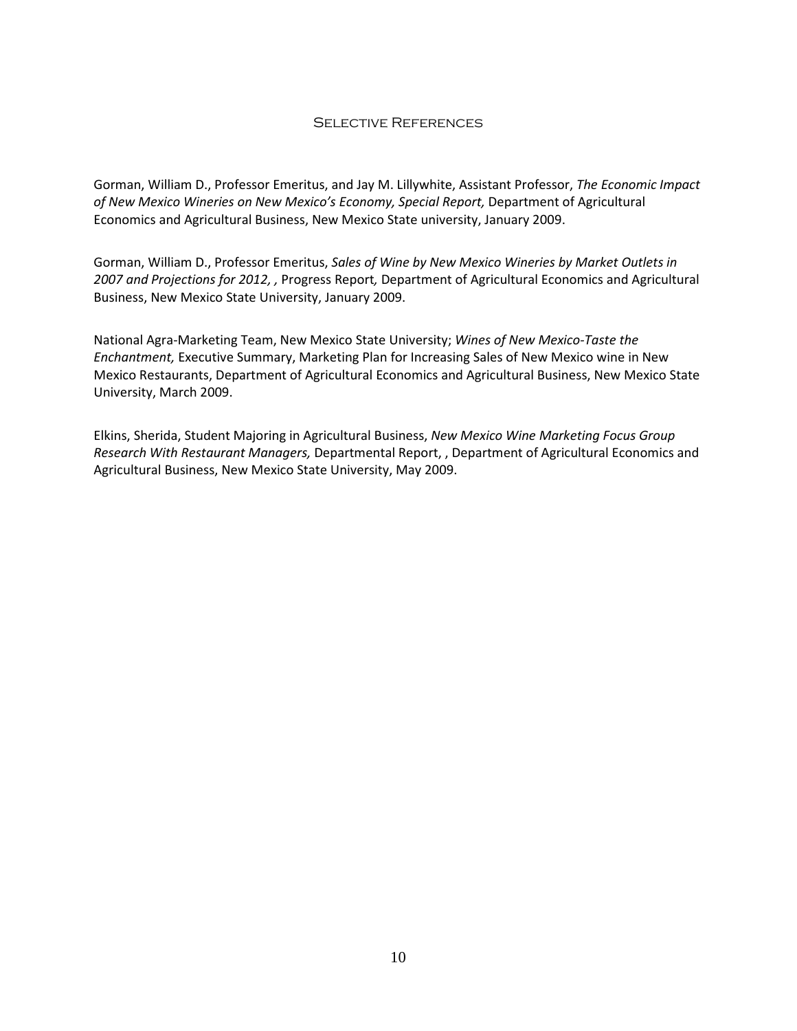## Selective References

Gorman, William D., Professor Emeritus, and Jay M. Lillywhite, Assistant Professor, *The Economic Impact of New Mexico Wineries on New Mexico's Economy, Special Report,* Department of Agricultural Economics and Agricultural Business, New Mexico State university, January 2009.

Gorman, William D., Professor Emeritus, *Sales of Wine by New Mexico Wineries by Market Outlets in 2007 and Projections for 2012, ,* Progress Report*,* Department of Agricultural Economics and Agricultural Business, New Mexico State University, January 2009.

National Agra-Marketing Team, New Mexico State University; *Wines of New Mexico-Taste the Enchantment,* Executive Summary, Marketing Plan for Increasing Sales of New Mexico wine in New Mexico Restaurants, Department of Agricultural Economics and Agricultural Business, New Mexico State University, March 2009.

Elkins, Sherida, Student Majoring in Agricultural Business, *New Mexico Wine Marketing Focus Group Research With Restaurant Managers,* Departmental Report, , Department of Agricultural Economics and Agricultural Business, New Mexico State University, May 2009.